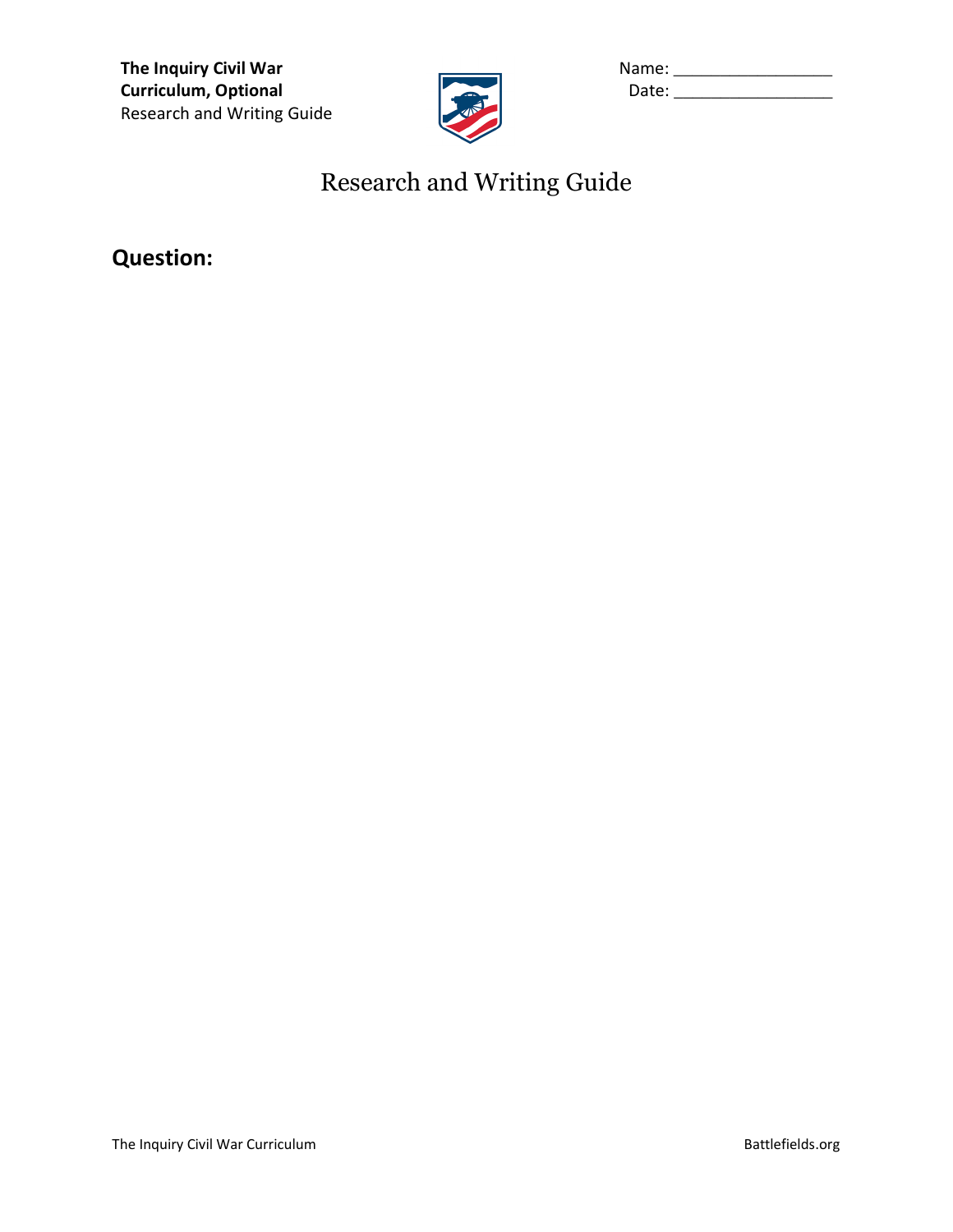**The Inquiry Civil War Curriculum, Optional**
Research and Writing Guide

Name: _________________
Date: _________________

# Research and Writing Guide

## Question: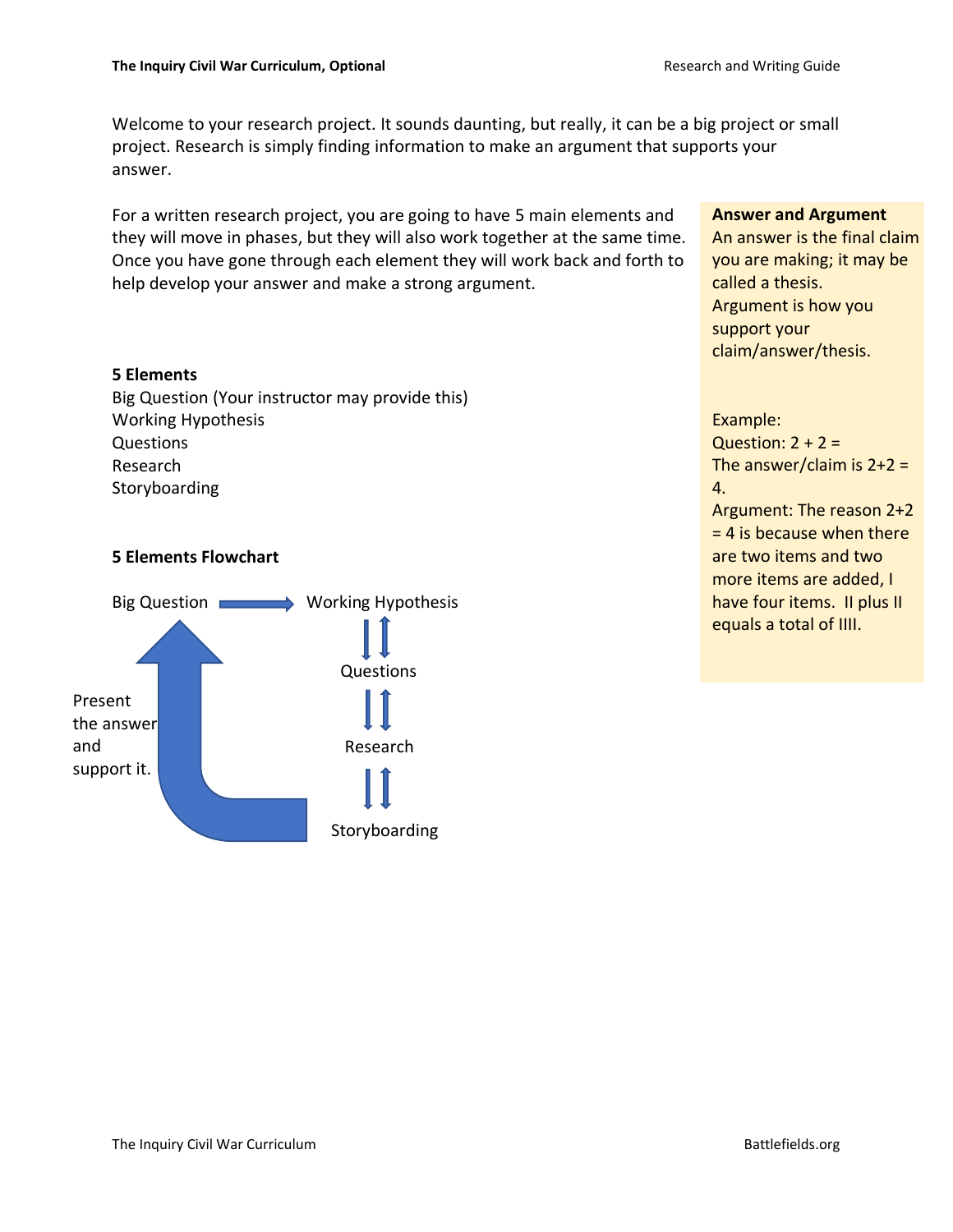Welcome to your research project. It sounds daunting, but really, it can be a big project or small project. Research is simply finding information to make an argument that supports your answer.

For a written research project, you are going to have 5 main elements and they will move in phases, but they will also work together at the same time. Once you have gone through each element they will work back and forth to help develop your answer and make a strong argument.

**Answer and Argument**
An answer is the final claim you are making; it may be called a thesis.
Argument is how you support your claim/answer/thesis.

Example:
Question: 2 + 2 =
The answer/claim is 2+2 = 4.
Argument: The reason 2+2 = 4 is because when there are two items and two more items are added, I have four items. II plus II equals a total of IIII.

**5 Elements**

Big Question (Your instructor may provide this)
Working Hypothesis
Questions
Research
Storyboarding

**5 Elements Flowchart**

Big Question → Working Hypothesis

Working Hypothesis ⇅ Questions

Questions ⇅ Research

Research ⇅ Storyboarding

Storyboarding → Big Question: Present the answer and support it.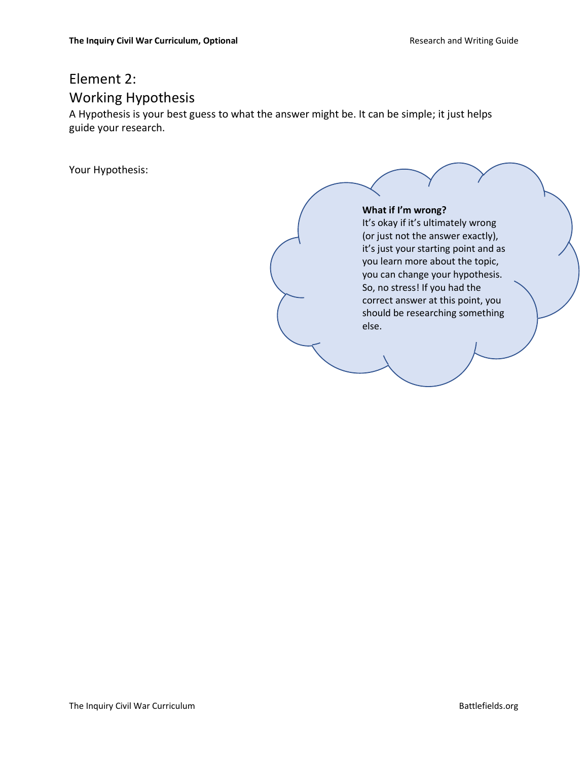## Element 2:
## Working Hypothesis

A Hypothesis is your best guess to what the answer might be. It can be simple; it just helps guide your research.

Your Hypothesis:

**What if I'm wrong?**
It's okay if it's ultimately wrong (or just not the answer exactly), it's just your starting point and as you learn more about the topic, you can change your hypothesis. So, no stress! If you had the correct answer at this point, you should be researching something else.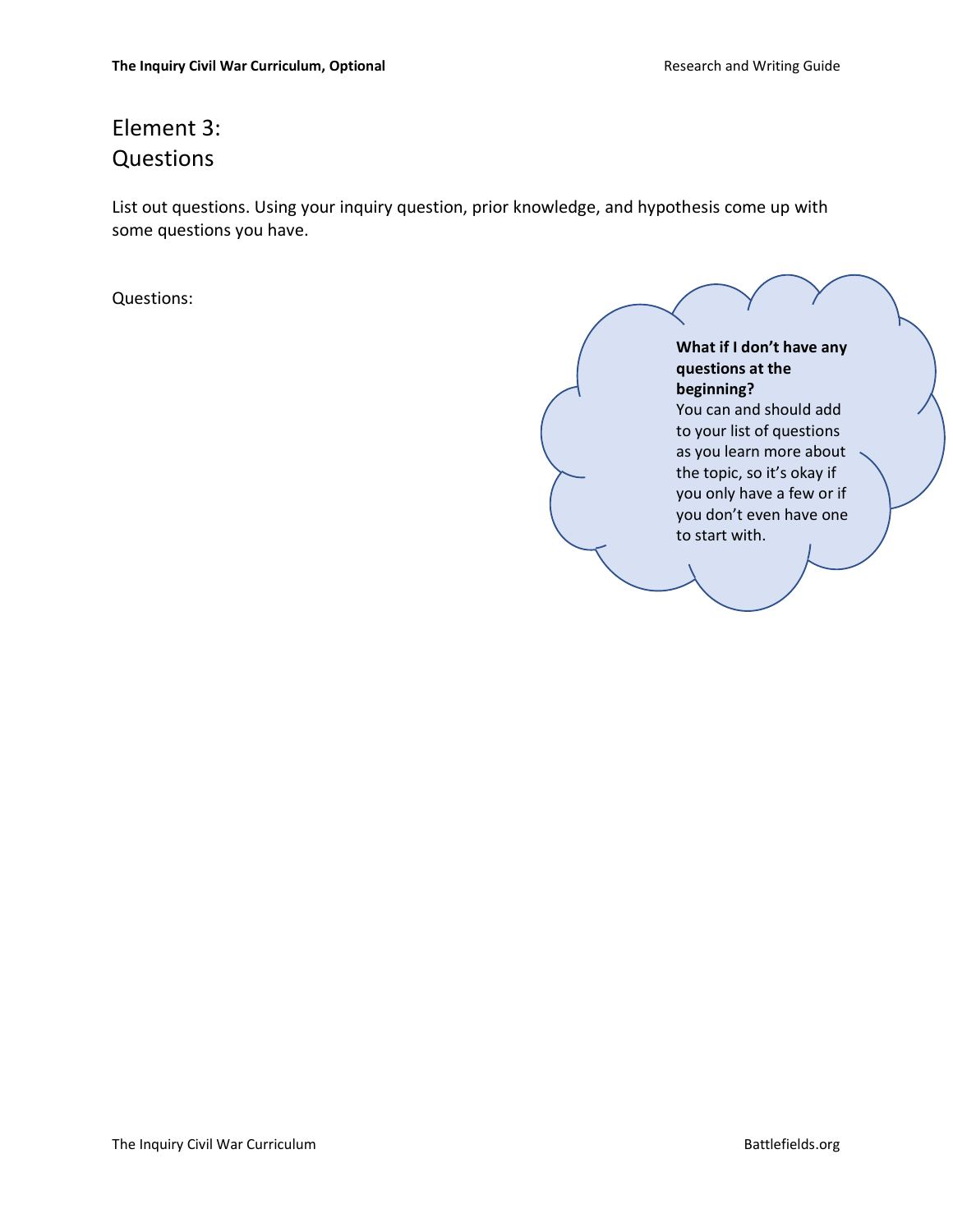# Element 3: Questions

List out questions. Using your inquiry question, prior knowledge, and hypothesis come up with some questions you have.

Questions:

**What if I don't have any questions at the beginning?**
You can and should add to your list of questions as you learn more about the topic, so it's okay if you only have a few or if you don't even have one to start with.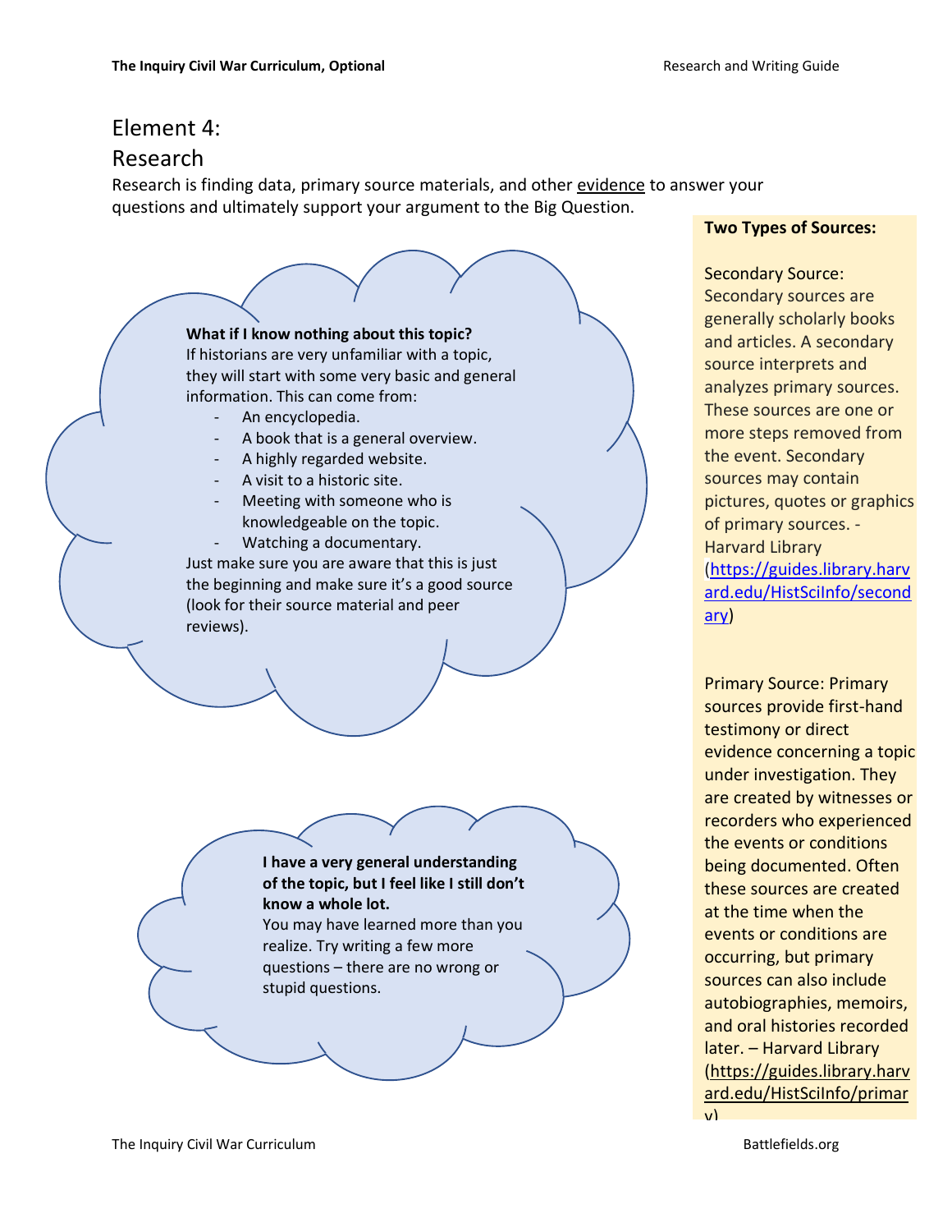# Element 4: Research

Research is finding data, primary source materials, and other evidence to answer your questions and ultimately support your argument to the Big Question.

**What if I know nothing about this topic?**

If historians are very unfamiliar with a topic, they will start with some very basic and general information. This can come from:

- An encyclopedia.
- A book that is a general overview.
- A highly regarded website.
- A visit to a historic site.
- Meeting with someone who is knowledgeable on the topic.
- Watching a documentary.

Just make sure you are aware that this is just the beginning and make sure it's a good source (look for their source material and peer reviews).

**I have a very general understanding of the topic, but I feel like I still don't know a whole lot.**

You may have learned more than you realize. Try writing a few more questions – there are no wrong or stupid questions.

**Two Types of Sources:**

Secondary Source: Secondary sources are generally scholarly books and articles. A secondary source interprets and analyzes primary sources. These sources are one or more steps removed from the event. Secondary sources may contain pictures, quotes or graphics of primary sources. - Harvard Library (https://guides.library.harvard.edu/HistSciInfo/secondary)

Primary Source: Primary sources provide first-hand testimony or direct evidence concerning a topic under investigation. They are created by witnesses or recorders who experienced the events or conditions being documented. Often these sources are created at the time when the events or conditions are occurring, but primary sources can also include autobiographies, memoirs, and oral histories recorded later. – Harvard Library (https://guides.library.harvard.edu/HistSciInfo/primary)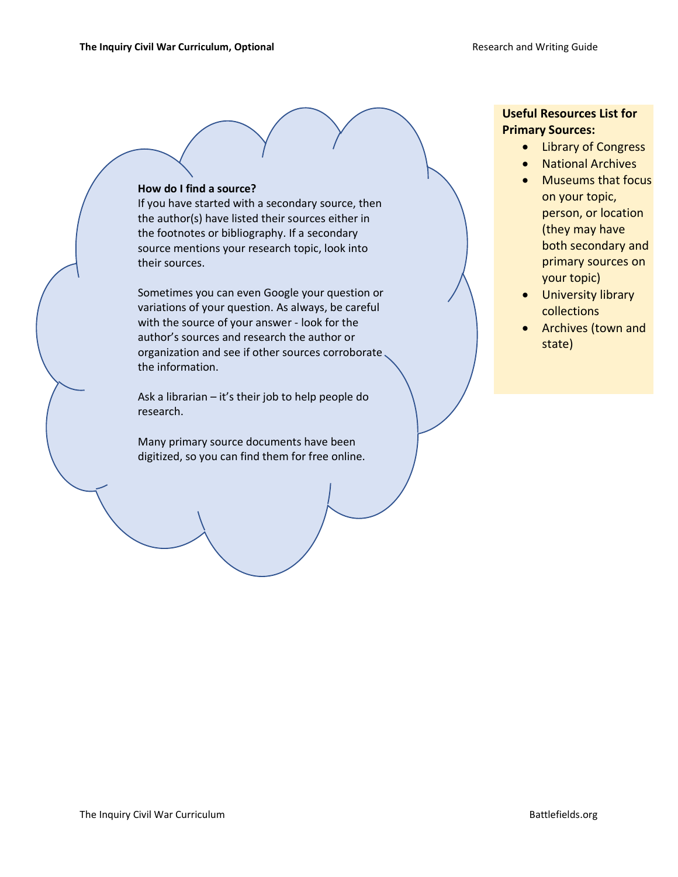**How do I find a source?**
If you have started with a secondary source, then the author(s) have listed their sources either in the footnotes or bibliography. If a secondary source mentions your research topic, look into their sources.

Sometimes you can even Google your question or variations of your question. As always, be careful with the source of your answer - look for the author's sources and research the author or organization and see if other sources corroborate the information.

Ask a librarian – it's their job to help people do research.

Many primary source documents have been digitized, so you can find them for free online.

**Useful Resources List for Primary Sources:**

- Library of Congress
- National Archives
- Museums that focus on your topic, person, or location (they may have both secondary and primary sources on your topic)
- University library collections
- Archives (town and state)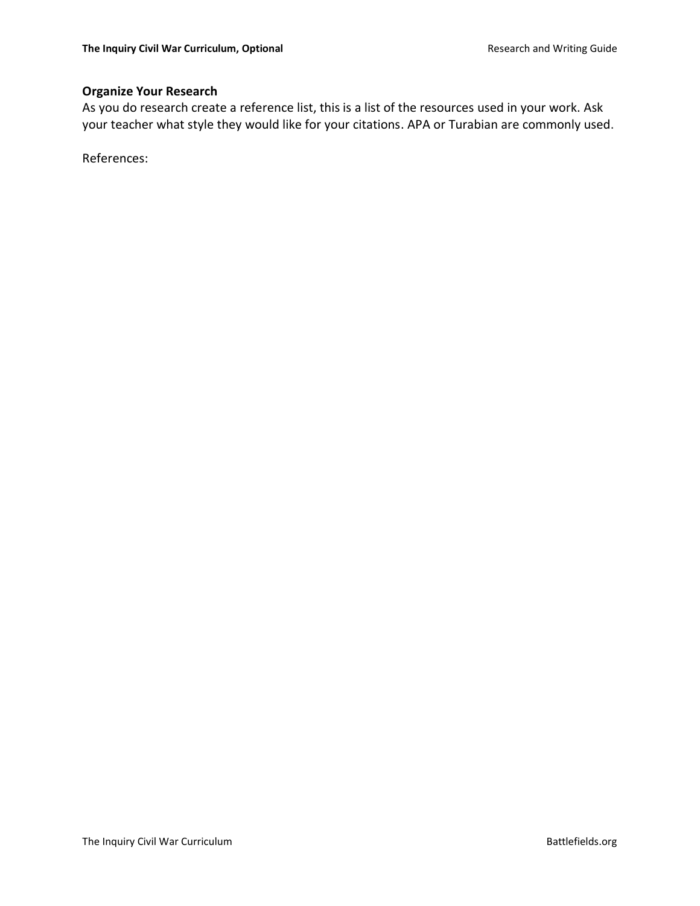## Organize Your Research

As you do research create a reference list, this is a list of the resources used in your work. Ask your teacher what style they would like for your citations. APA or Turabian are commonly used.

References: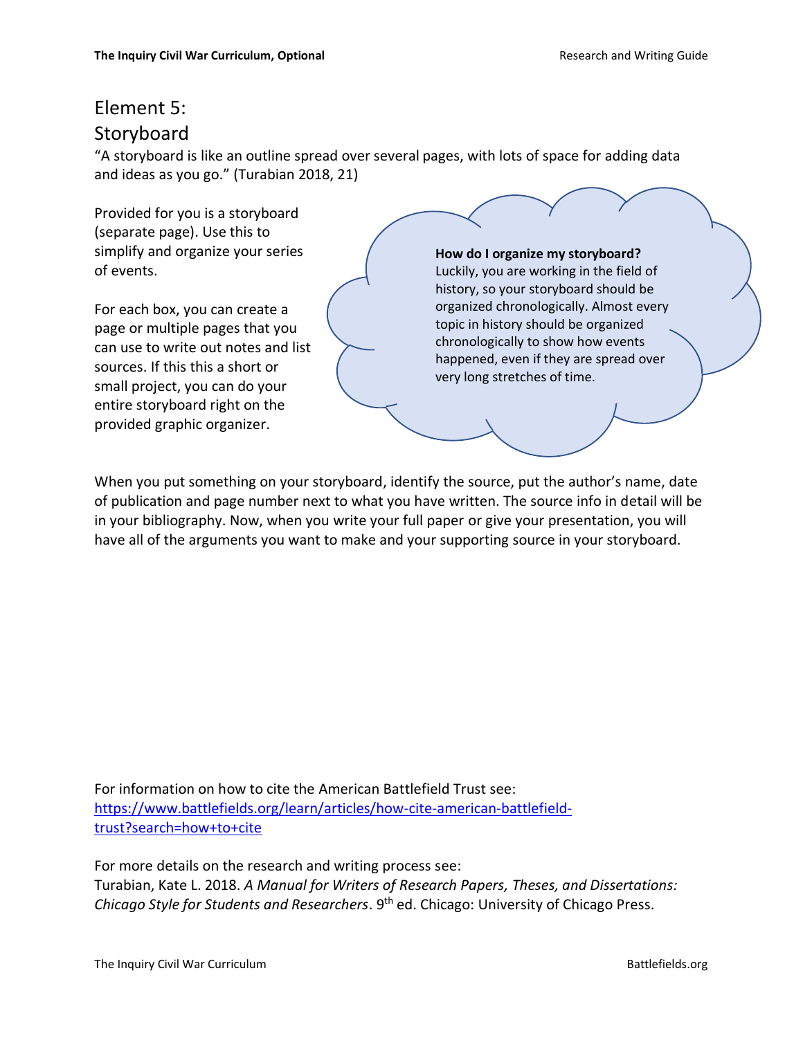# Element 5: Storyboard

"A storyboard is like an outline spread over several pages, with lots of space for adding data and ideas as you go." (Turabian 2018, 21)

Provided for you is a storyboard (separate page). Use this to simplify and organize your series of events.

For each box, you can create a page or multiple pages that you can use to write out notes and list sources. If this this a short or small project, you can do your entire storyboard right on the provided graphic organizer.

**How do I organize my storyboard?**
Luckily, you are working in the field of history, so your storyboard should be organized chronologically. Almost every topic in history should be organized chronologically to show how events happened, even if they are spread over very long stretches of time.

When you put something on your storyboard, identify the source, put the author's name, date of publication and page number next to what you have written. The source info in detail will be in your bibliography. Now, when you write your full paper or give your presentation, you will have all of the arguments you want to make and your supporting source in your storyboard.

For information on how to cite the American Battlefield Trust see: [https://www.battlefields.org/learn/articles/how-cite-american-battlefield-trust?search=how+to+cite](https://www.battlefields.org/learn/articles/how-cite-american-battlefield-trust?search=how+to+cite)

For more details on the research and writing process see:
Turabian, Kate L. 2018. *A Manual for Writers of Research Papers, Theses, and Dissertations: Chicago Style for Students and Researchers*. 9th ed. Chicago: University of Chicago Press.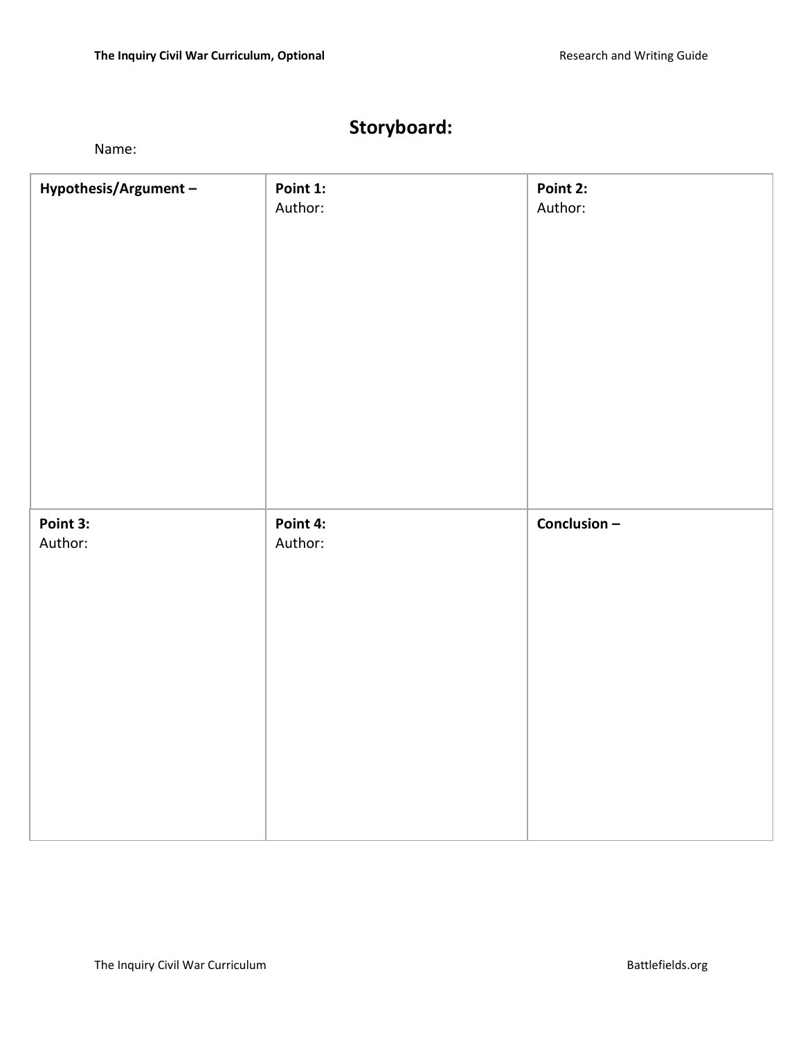# Storyboard:

Name:

| | | |
|---|---|---|
| **Hypothesis/Argument –** | **Point 1:**<br>Author: | **Point 2:**<br>Author: |
| **Point 3:**<br>Author: | **Point 4:**<br>Author: | **Conclusion –** |